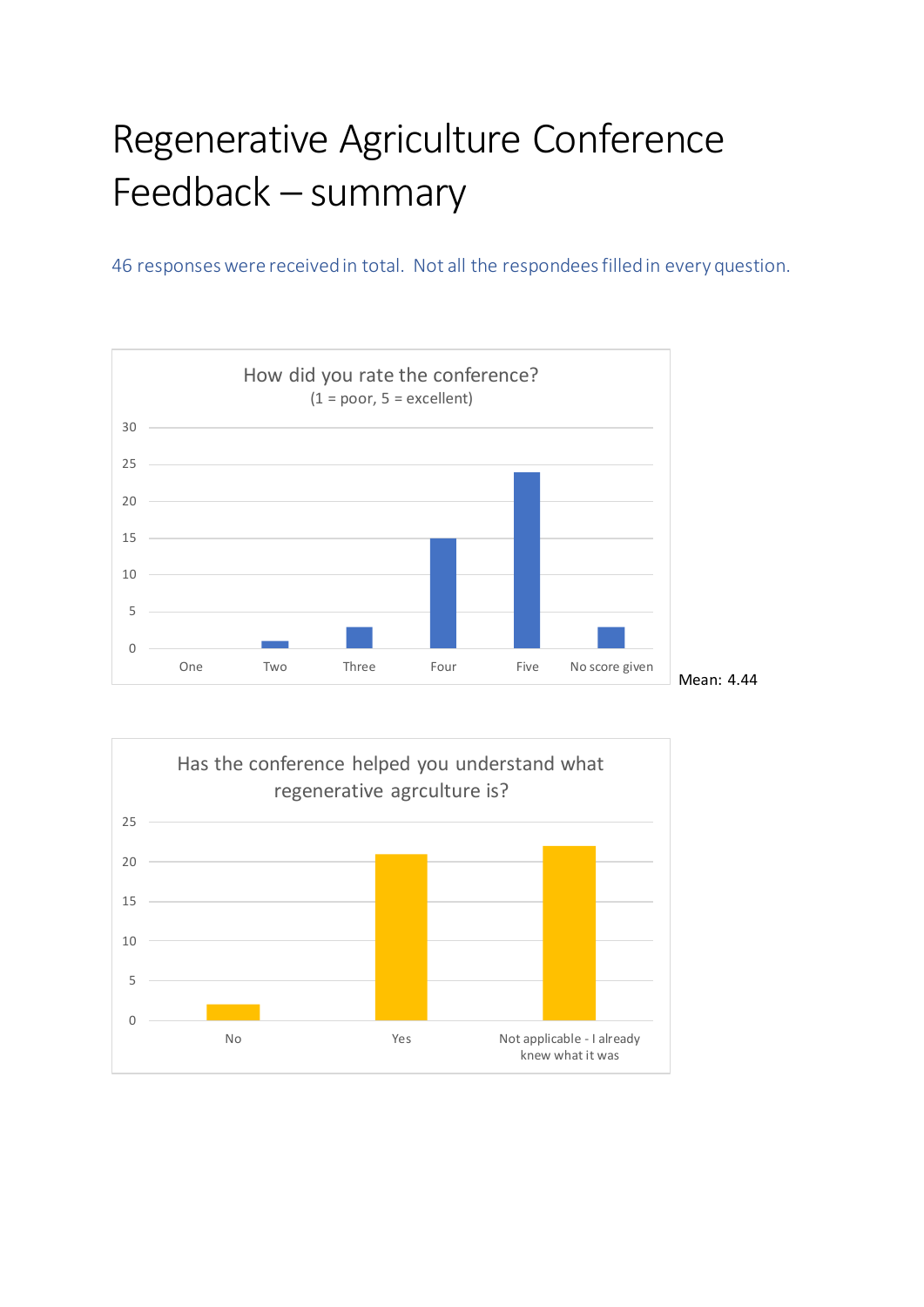# Regenerative Agriculture Conference Feedback – summary

46 responses were received in total. Not all the respondees filled in every question.

How did you rate the conference?
(1 = poor, 5 = excellent)

| One | Two | Three | Four | Five | No score given |
|---|---|---|---|---|---|
| 0 | 1 | 3 | 15 | 24 | 3 |

Mean: 4.44

Has the conference helped you understand what regenerative agrculture is?

| No | Yes | Not applicable - I already knew what it was |
|---|---|---|
| 2 | 21 | 22 |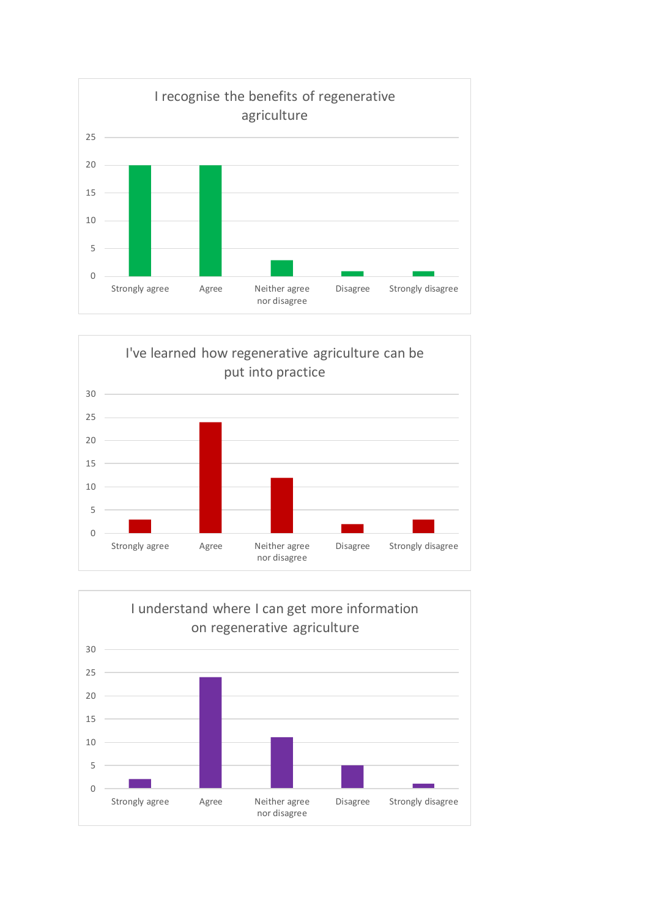## I recognise the benefits of regenerative agriculture

| Response | Count |
|---|---|
| Strongly agree | 20 |
| Agree | 20 |
| Neither agree nor disagree | 3 |
| Disagree | 1 |
| Strongly disagree | 1 |

## I've learned how regenerative agriculture can be put into practice

| Response | Count |
|---|---|
| Strongly agree | 3 |
| Agree | 24 |
| Neither agree nor disagree | 12 |
| Disagree | 2 |
| Strongly disagree | 3 |

## I understand where I can get more information on regenerative agriculture

| Response | Count |
|---|---|
| Strongly agree | 2 |
| Agree | 24 |
| Neither agree nor disagree | 11 |
| Disagree | 5 |
| Strongly disagree | 1 |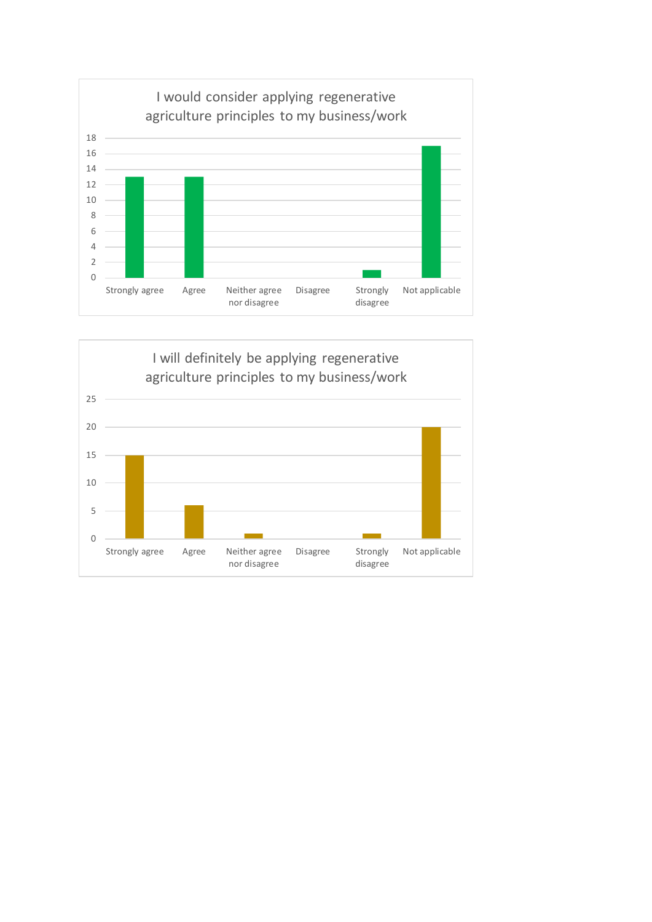**I would consider applying regenerative agriculture principles to my business/work**

| Response | Count |
|---|---|
| Strongly agree | 13 |
| Agree | 13 |
| Neither agree nor disagree | 0 |
| Disagree | 0 |
| Strongly disagree | 1 |
| Not applicable | 17 |

**I will definitely be applying regenerative agriculture principles to my business/work**

| Response | Count |
|---|---|
| Strongly agree | 15 |
| Agree | 6 |
| Neither agree nor disagree | 1 |
| Disagree | 0 |
| Strongly disagree | 1 |
| Not applicable | 20 |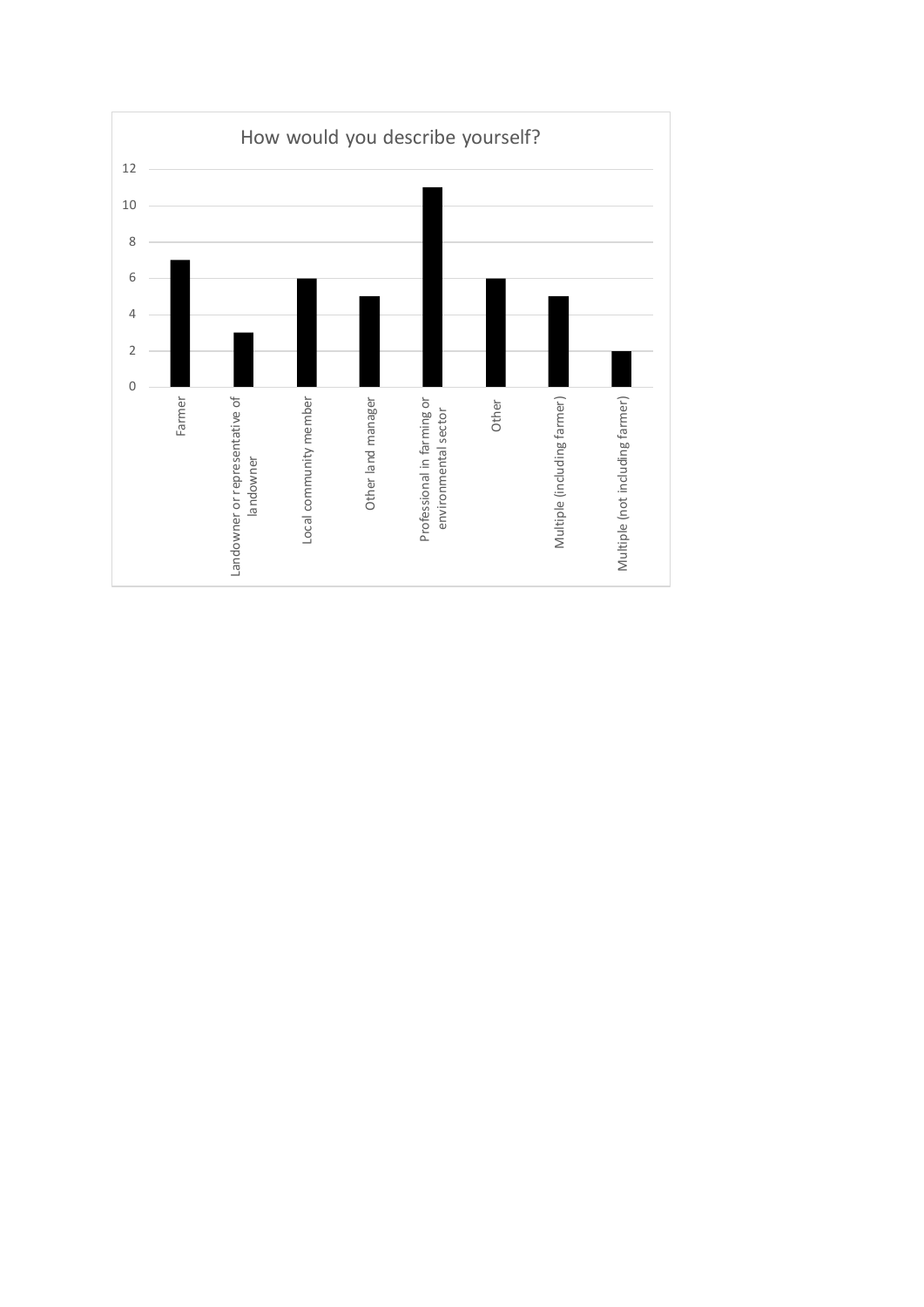How would you describe yourself?

12
10
8
6
4
2
0

Farmer
Landowner or representative of landowner
Local community member
Other land manager
Professional in farming or environmental sector
Other
Multiple (including farmer)
Multiple (not including farmer)